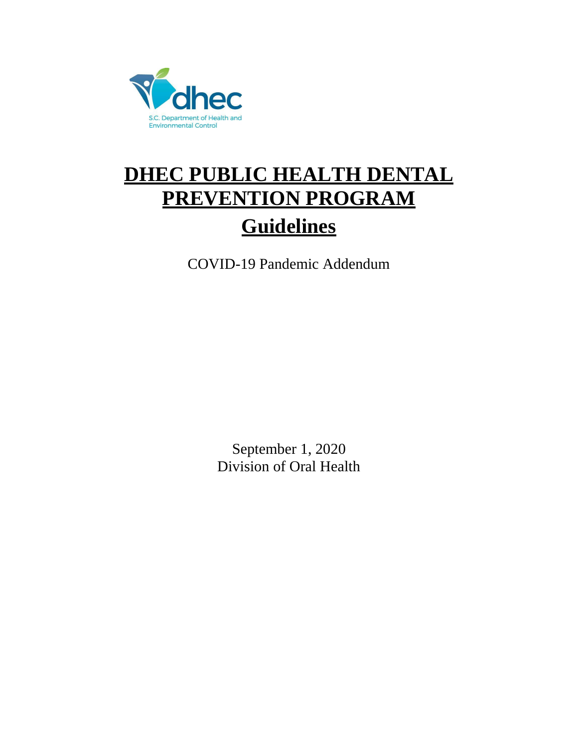# DHEC PUBLIC HEALTH DENTAL PREVENTION PROGRAM

# Guidelines

COVID-19 Pandemic Addendum

September 1, 2020

Division of Oral Health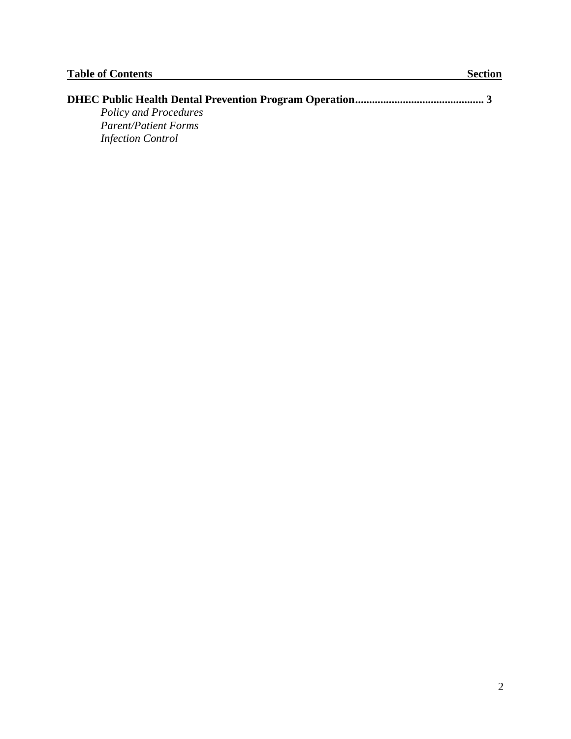| **Table of Contents** | **Section** |
|---|---|
| **DHEC Public Health Dental Prevention Program Operation** | **3** |
| *Policy and Procedures* | |
| *Parent/Patient Forms* | |
| *Infection Control* | |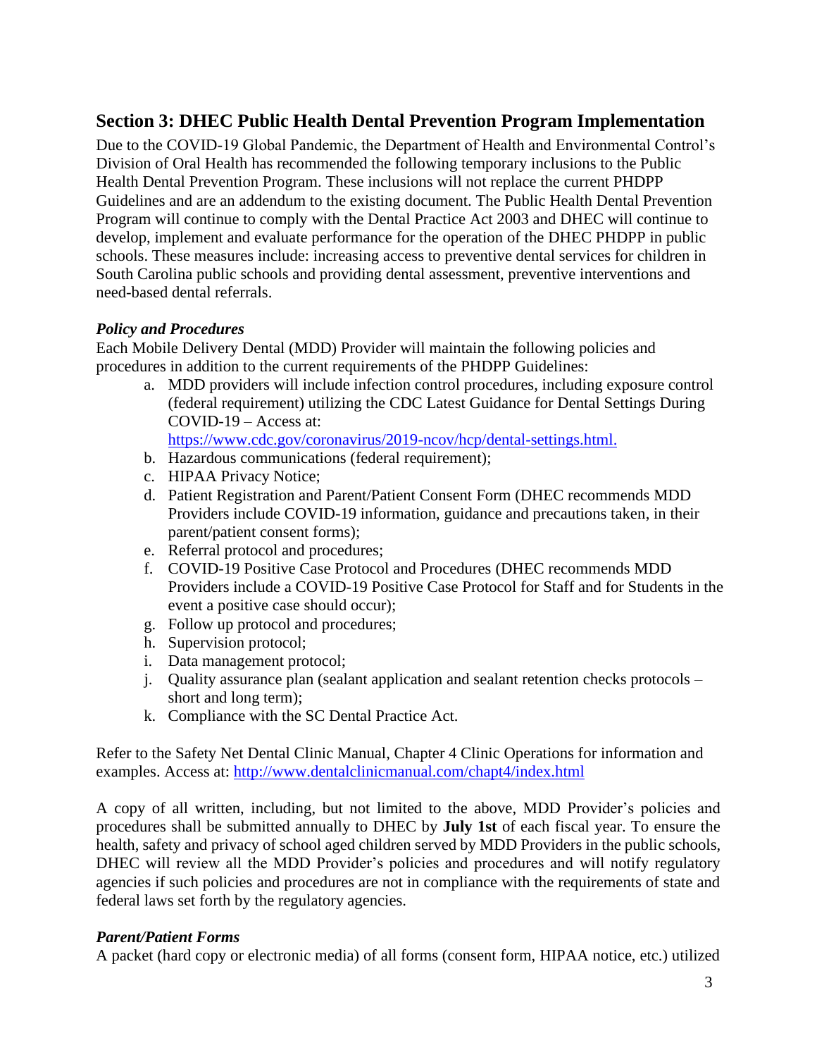## Section 3: DHEC Public Health Dental Prevention Program Implementation

Due to the COVID-19 Global Pandemic, the Department of Health and Environmental Control's Division of Oral Health has recommended the following temporary inclusions to the Public Health Dental Prevention Program. These inclusions will not replace the current PHDPP Guidelines and are an addendum to the existing document. The Public Health Dental Prevention Program will continue to comply with the Dental Practice Act 2003 and DHEC will continue to develop, implement and evaluate performance for the operation of the DHEC PHDPP in public schools. These measures include: increasing access to preventive dental services for children in South Carolina public schools and providing dental assessment, preventive interventions and need-based dental referrals.

### *Policy and Procedures*

Each Mobile Delivery Dental (MDD) Provider will maintain the following policies and procedures in addition to the current requirements of the PHDPP Guidelines:

a. MDD providers will include infection control procedures, including exposure control (federal requirement) utilizing the CDC Latest Guidance for Dental Settings During COVID-19 – Access at: https://www.cdc.gov/coronavirus/2019-ncov/hcp/dental-settings.html.
b. Hazardous communications (federal requirement);
c. HIPAA Privacy Notice;
d. Patient Registration and Parent/Patient Consent Form (DHEC recommends MDD Providers include COVID-19 information, guidance and precautions taken, in their parent/patient consent forms);
e. Referral protocol and procedures;
f. COVID-19 Positive Case Protocol and Procedures (DHEC recommends MDD Providers include a COVID-19 Positive Case Protocol for Staff and for Students in the event a positive case should occur);
g. Follow up protocol and procedures;
h. Supervision protocol;
i. Data management protocol;
j. Quality assurance plan (sealant application and sealant retention checks protocols – short and long term);
k. Compliance with the SC Dental Practice Act.

Refer to the Safety Net Dental Clinic Manual, Chapter 4 Clinic Operations for information and examples. Access at: http://www.dentalclinicmanual.com/chapt4/index.html

A copy of all written, including, but not limited to the above, MDD Provider's policies and procedures shall be submitted annually to DHEC by **July 1st** of each fiscal year. To ensure the health, safety and privacy of school aged children served by MDD Providers in the public schools, DHEC will review all the MDD Provider's policies and procedures and will notify regulatory agencies if such policies and procedures are not in compliance with the requirements of state and federal laws set forth by the regulatory agencies.

### *Parent/Patient Forms*

A packet (hard copy or electronic media) of all forms (consent form, HIPAA notice, etc.) utilized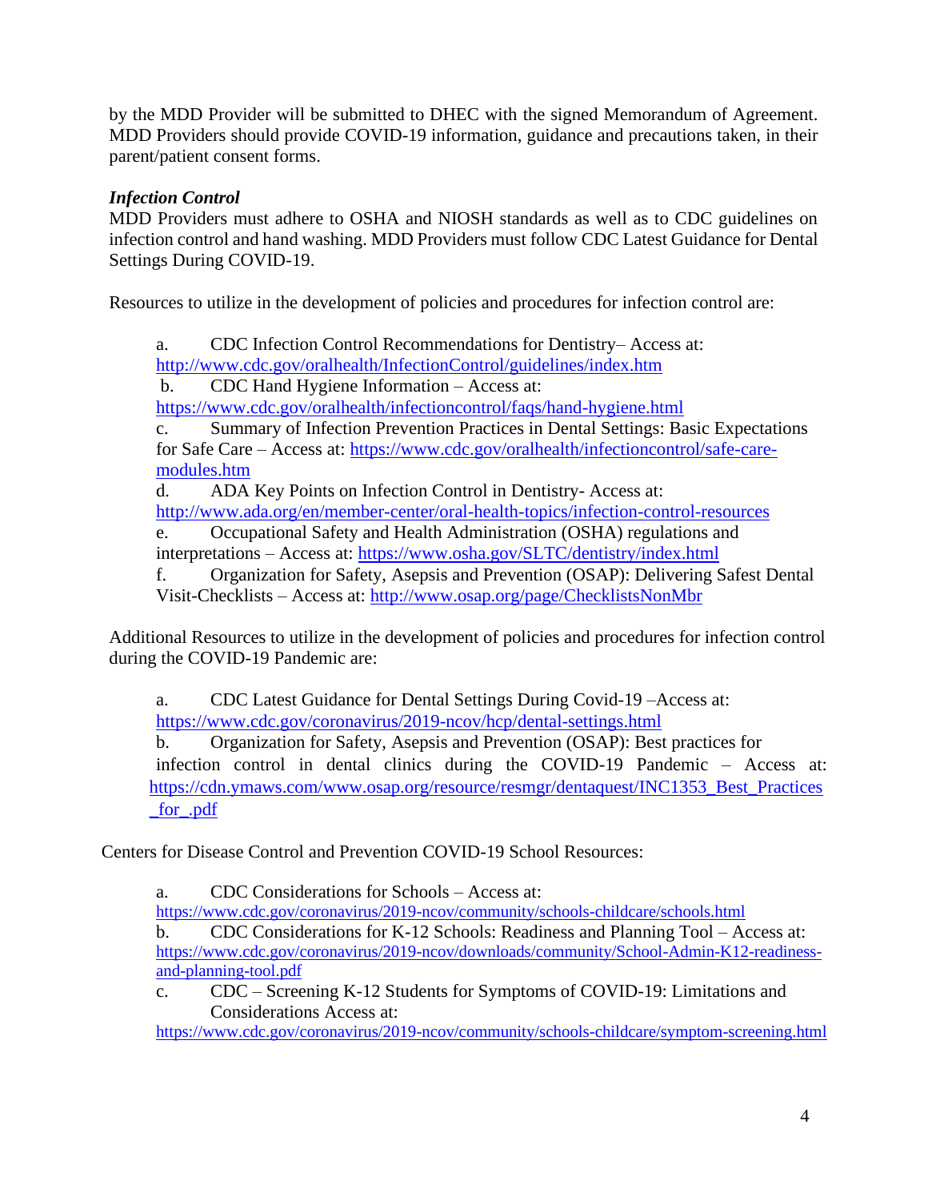by the MDD Provider will be submitted to DHEC with the signed Memorandum of Agreement. MDD Providers should provide COVID-19 information, guidance and precautions taken, in their parent/patient consent forms.

***Infection Control***

MDD Providers must adhere to OSHA and NIOSH standards as well as to CDC guidelines on infection control and hand washing. MDD Providers must follow CDC Latest Guidance for Dental Settings During COVID-19.

Resources to utilize in the development of policies and procedures for infection control are:

a. CDC Infection Control Recommendations for Dentistry– Access at: http://www.cdc.gov/oralhealth/InfectionControl/guidelines/index.htm

b. CDC Hand Hygiene Information – Access at: https://www.cdc.gov/oralhealth/infectioncontrol/faqs/hand-hygiene.html

c. Summary of Infection Prevention Practices in Dental Settings: Basic Expectations for Safe Care – Access at: https://www.cdc.gov/oralhealth/infectioncontrol/safe-care-modules.htm

d. ADA Key Points on Infection Control in Dentistry- Access at: http://www.ada.org/en/member-center/oral-health-topics/infection-control-resources

e. Occupational Safety and Health Administration (OSHA) regulations and interpretations – Access at: https://www.osha.gov/SLTC/dentistry/index.html

f. Organization for Safety, Asepsis and Prevention (OSAP): Delivering Safest Dental Visit-Checklists – Access at: http://www.osap.org/page/ChecklistsNonMbr

Additional Resources to utilize in the development of policies and procedures for infection control during the COVID-19 Pandemic are:

a. CDC Latest Guidance for Dental Settings During Covid-19 –Access at: https://www.cdc.gov/coronavirus/2019-ncov/hcp/dental-settings.html

b. Organization for Safety, Asepsis and Prevention (OSAP): Best practices for infection control in dental clinics during the COVID-19 Pandemic – Access at: https://cdn.ymaws.com/www.osap.org/resource/resmgr/dentaquest/INC1353_Best_Practices_for_.pdf

Centers for Disease Control and Prevention COVID-19 School Resources:

a. CDC Considerations for Schools – Access at: https://www.cdc.gov/coronavirus/2019-ncov/community/schools-childcare/schools.html

b. CDC Considerations for K-12 Schools: Readiness and Planning Tool – Access at: https://www.cdc.gov/coronavirus/2019-ncov/downloads/community/School-Admin-K12-readiness-and-planning-tool.pdf

c. CDC – Screening K-12 Students for Symptoms of COVID-19: Limitations and Considerations Access at: https://www.cdc.gov/coronavirus/2019-ncov/community/schools-childcare/symptom-screening.html